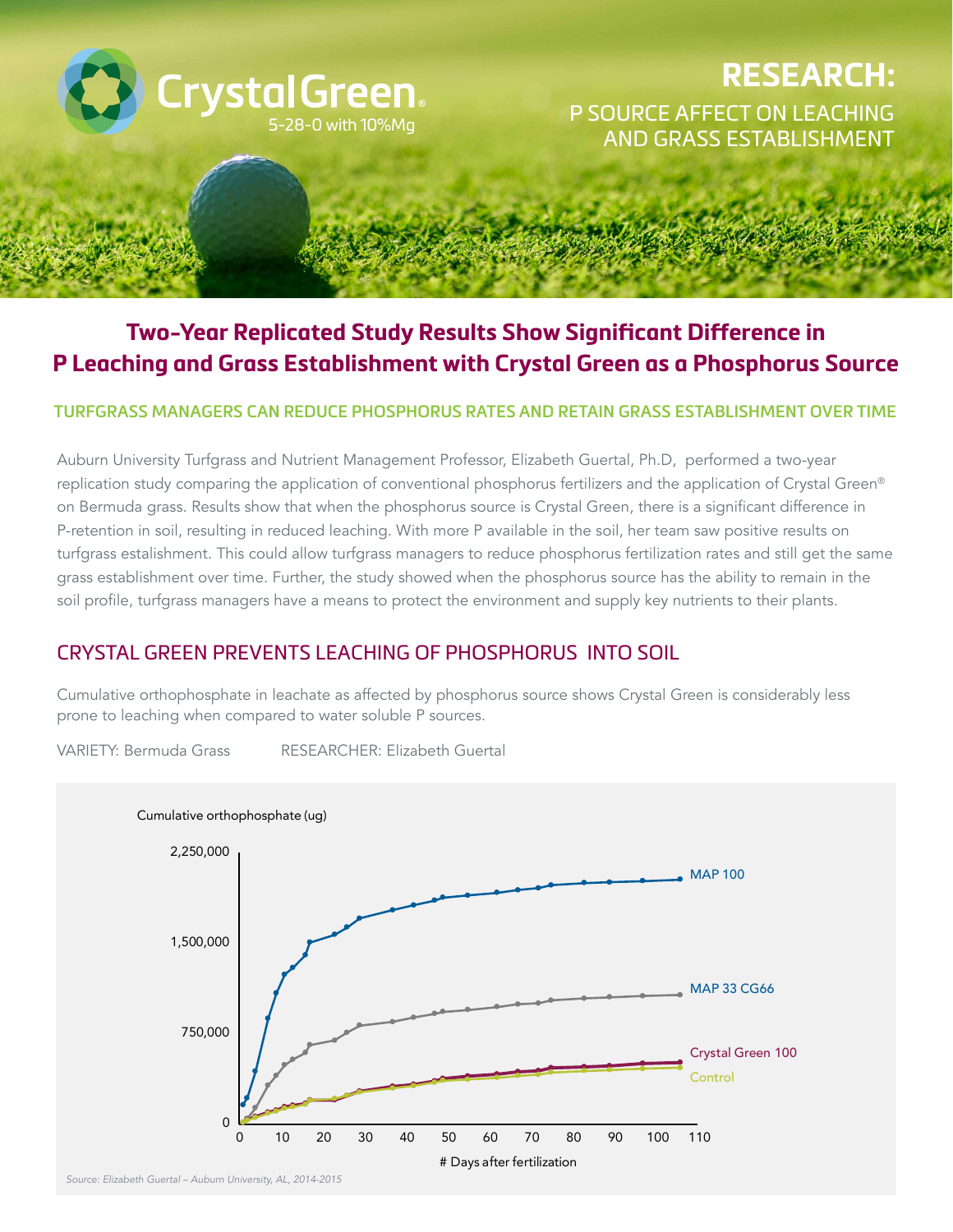CrystalGreen®
5-28-0 with 10%Mg

# RESEARCH:

## P SOURCE AFFECT ON LEACHING AND GRASS ESTABLISHMENT

## Two-Year Replicated Study Results Show Significant Difference in P Leaching and Grass Establishment with Crystal Green as a Phosphorus Source

### TURFGRASS MANAGERS CAN REDUCE PHOSPHORUS RATES AND RETAIN GRASS ESTABLISHMENT OVER TIME

Auburn University Turfgrass and Nutrient Management Professor, Elizabeth Guertal, Ph.D, performed a two-year replication study comparing the application of conventional phosphorus fertilizers and the application of Crystal Green® on Bermuda grass. Results show that when the phosphorus source is Crystal Green, there is a significant difference in P-retention in soil, resulting in reduced leaching. With more P available in the soil, her team saw positive results on turfgrass estalishment. This could allow turfgrass managers to reduce phosphorus fertilization rates and still get the same grass establishment over time. Further, the study showed when the phosphorus source has the ability to remain in the soil profile, turfgrass managers have a means to protect the environment and supply key nutrients to their plants.

## CRYSTAL GREEN PREVENTS LEACHING OF PHOSPHORUS INTO SOIL

Cumulative orthophosphate in leachate as affected by phosphorus source shows Crystal Green is considerably less prone to leaching when compared to water soluble P sources.

VARIETY: Bermuda Grass RESEARCHER: Elizabeth Guertal

Cumulative orthophosphate (ug)

2,250,000
1,500,000
750,000
0

0 10 20 30 40 50 60 70 80 90 100 110

# Days after fertilization

MAP 100
MAP 33 CG66
Crystal Green 100
Control

*Source: Elizabeth Guertal – Auburn University, AL, 2014-2015*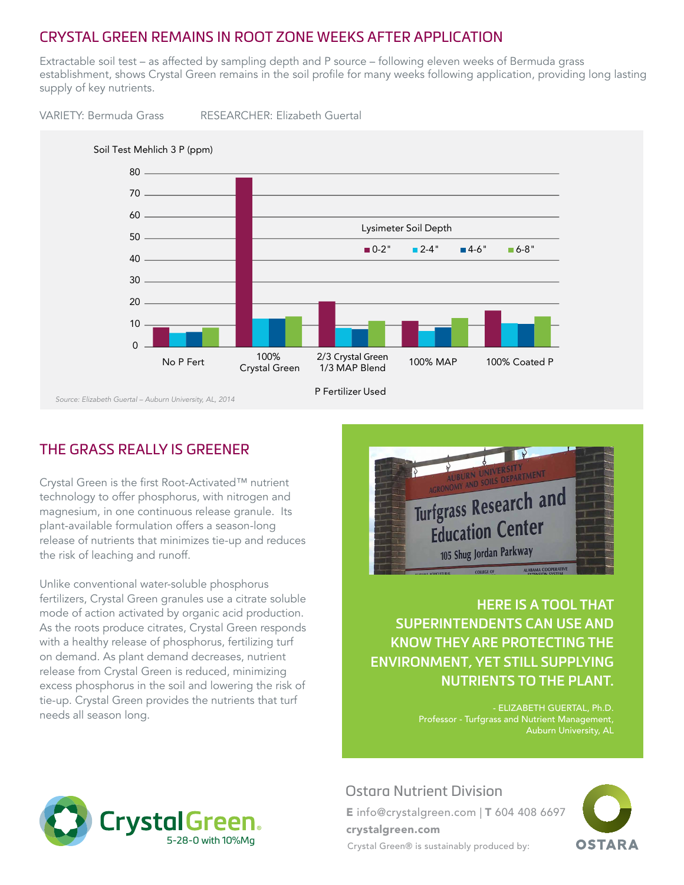## CRYSTAL GREEN REMAINS IN ROOT ZONE WEEKS AFTER APPLICATION

Extractable soil test – as affected by sampling depth and P source – following eleven weeks of Bermuda grass establishment, shows Crystal Green remains in the soil profile for many weeks following application, providing long lasting supply of key nutrients.

VARIETY: Bermuda Grass RESEARCHER: Elizabeth Guertal

Soil Test Mehlich 3 P (ppm)

80
70
60
50
40
30
20
10
0

Lysimeter Soil Depth

0-2" 2-4" 4-6" 6-8"

No P Fert
100% Crystal Green
2/3 Crystal Green 1/3 MAP Blend
100% MAP
100% Coated P

P Fertilizer Used

*Source: Elizabeth Guertal – Auburn University, AL, 2014*

## THE GRASS REALLY IS GREENER

Crystal Green is the first Root-Activated™ nutrient technology to offer phosphorus, with nitrogen and magnesium, in one continuous release granule. Its plant-available formulation offers a season-long release of nutrients that minimizes tie-up and reduces the risk of leaching and runoff.

Unlike conventional water-soluble phosphorus fertilizers, Crystal Green granules use a citrate soluble mode of action activated by organic acid production. As the roots produce citrates, Crystal Green responds with a healthy release of phosphorus, fertilizing turf on demand. As plant demand decreases, nutrient release from Crystal Green is reduced, minimizing excess phosphorus in the soil and lowering the risk of tie-up. Crystal Green provides the nutrients that turf needs all season long.

**HERE IS A TOOL THAT SUPERINTENDENTS CAN USE AND KNOW THEY ARE PROTECTING THE ENVIRONMENT, YET STILL SUPPLYING NUTRIENTS TO THE PLANT.**

- ELIZABETH GUERTAL, Ph.D.
Professor - Turfgrass and Nutrient Management,
Auburn University, AL

CrystalGreen®
5-28-0 with 10%Mg

Ostara Nutrient Division

**E** info@crystalgreen.com | **T** 604 408 6697

**crystalgreen.com**

Crystal Green® is sustainably produced by:

OSTARA